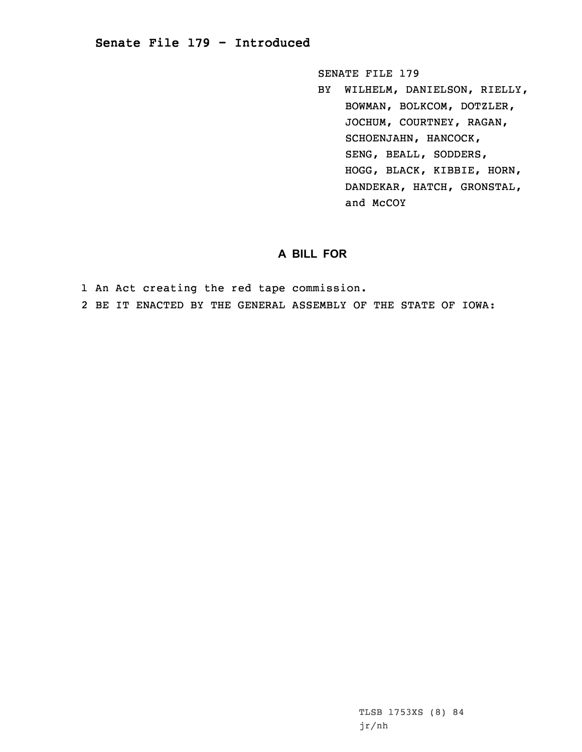# Senate File 179 - Introduced

SENATE FILE 179

BY WILHELM, DANIELSON, RIELLY, BOWMAN, BOLKCOM, DOTZLER, JOCHUM, COURTNEY, RAGAN, SCHOENJAHN, HANCOCK, SENG, BEALL, SODDERS, HOGG, BLACK, KIBBIE, HORN, DANDEKAR, HATCH, GRONSTAL, and McCOY

## A BILL FOR

1 An Act creating the red tape commission.

2 BE IT ENACTED BY THE GENERAL ASSEMBLY OF THE STATE OF IOWA:

TLSB 1753XS (8) 84

jr/nh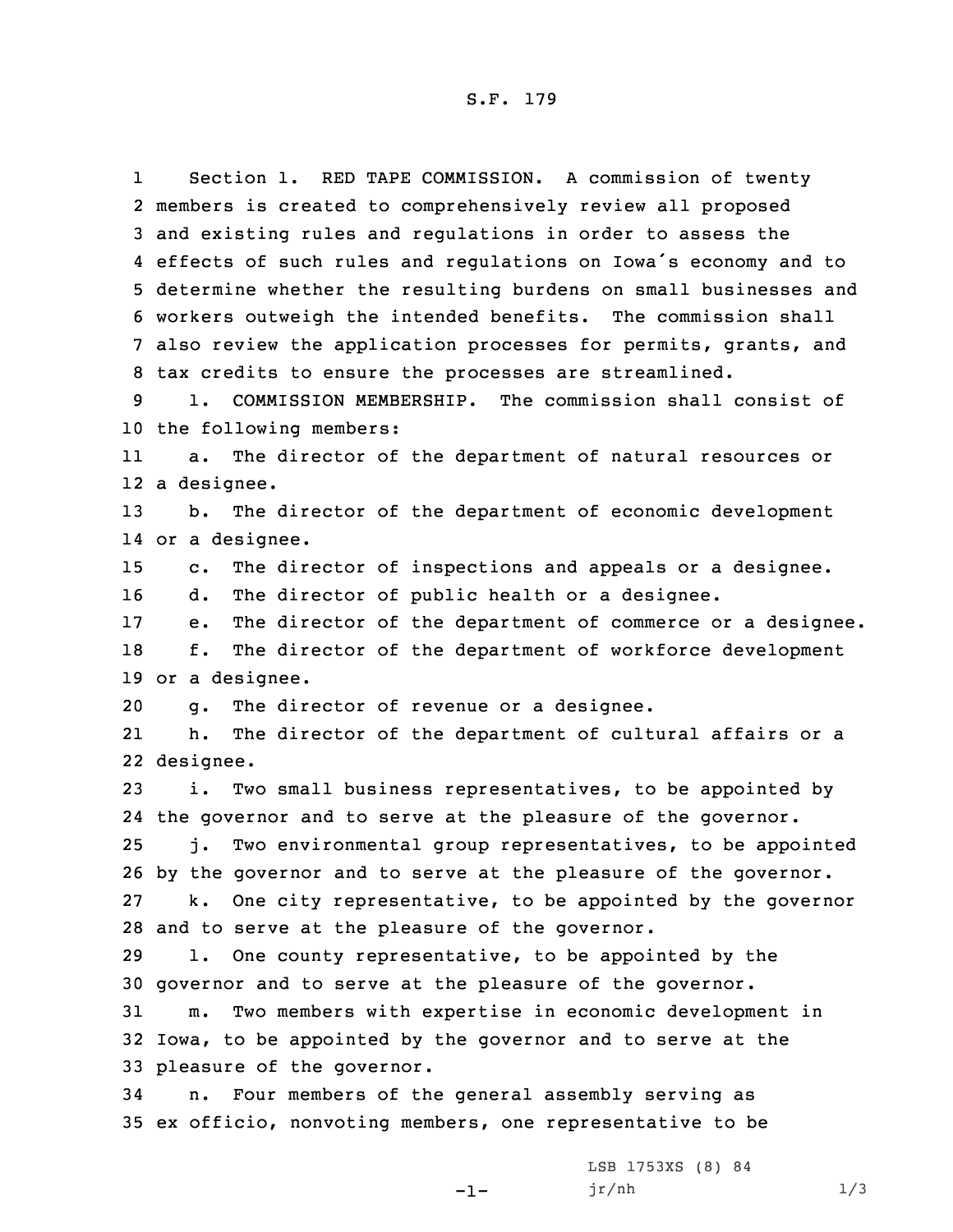S.F. 179

Section 1. RED TAPE COMMISSION. A commission of twenty members is created to comprehensively review all proposed and existing rules and regulations in order to assess the effects of such rules and regulations on Iowa's economy and to determine whether the resulting burdens on small businesses and workers outweigh the intended benefits. The commission shall also review the application processes for permits, grants, and tax credits to ensure the processes are streamlined.

1. COMMISSION MEMBERSHIP. The commission shall consist of the following members:

a. The director of the department of natural resources or a designee.

b. The director of the department of economic development or a designee.

c. The director of inspections and appeals or a designee.

d. The director of public health or a designee.

e. The director of the department of commerce or a designee.

f. The director of the department of workforce development or a designee.

g. The director of revenue or a designee.

h. The director of the department of cultural affairs or a designee.

i. Two small business representatives, to be appointed by the governor and to serve at the pleasure of the governor.

j. Two environmental group representatives, to be appointed by the governor and to serve at the pleasure of the governor.

k. One city representative, to be appointed by the governor and to serve at the pleasure of the governor.

l. One county representative, to be appointed by the governor and to serve at the pleasure of the governor.

m. Two members with expertise in economic development in Iowa, to be appointed by the governor and to serve at the pleasure of the governor.

n. Four members of the general assembly serving as ex officio, nonvoting members, one representative to be

LSB 1753XS (8) 84
jr/nh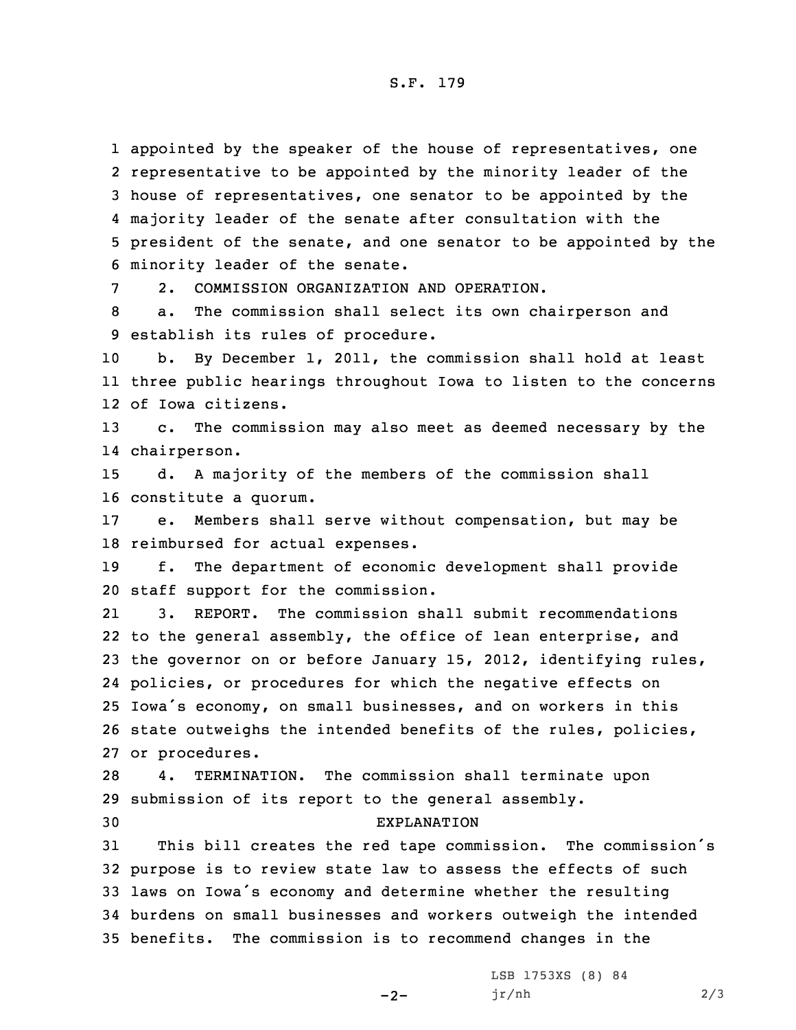appointed by the speaker of the house of representatives, one representative to be appointed by the minority leader of the house of representatives, one senator to be appointed by the majority leader of the senate after consultation with the president of the senate, and one senator to be appointed by the minority leader of the senate.

2. COMMISSION ORGANIZATION AND OPERATION.

a. The commission shall select its own chairperson and establish its rules of procedure.

b. By December 1, 2011, the commission shall hold at least three public hearings throughout Iowa to listen to the concerns of Iowa citizens.

c. The commission may also meet as deemed necessary by the chairperson.

d. A majority of the members of the commission shall constitute a quorum.

e. Members shall serve without compensation, but may be reimbursed for actual expenses.

f. The department of economic development shall provide staff support for the commission.

3. REPORT. The commission shall submit recommendations to the general assembly, the office of lean enterprise, and the governor on or before January 15, 2012, identifying rules, policies, or procedures for which the negative effects on Iowa's economy, on small businesses, and on workers in this state outweighs the intended benefits of the rules, policies, or procedures.

4. TERMINATION. The commission shall terminate upon submission of its report to the general assembly.

EXPLANATION

This bill creates the red tape commission. The commission's purpose is to review state law to assess the effects of such laws on Iowa's economy and determine whether the resulting burdens on small businesses and workers outweigh the intended benefits. The commission is to recommend changes in the

LSB 1753XS (8) 84
jr/nh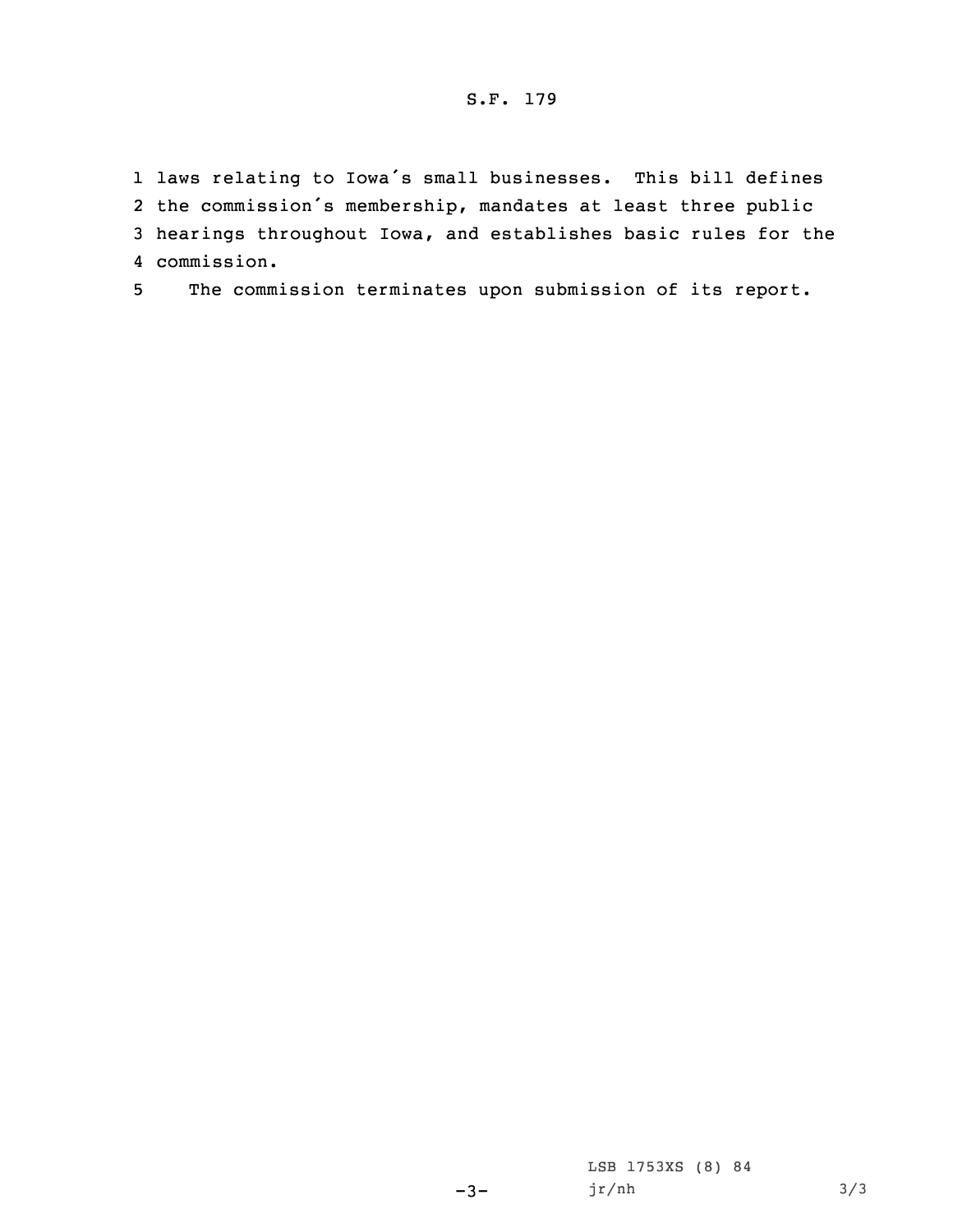laws relating to Iowa's small businesses. This bill defines the commission's membership, mandates at least three public hearings throughout Iowa, and establishes basic rules for the commission.

The commission terminates upon submission of its report.

LSB 1753XS (8) 84
jr/nh